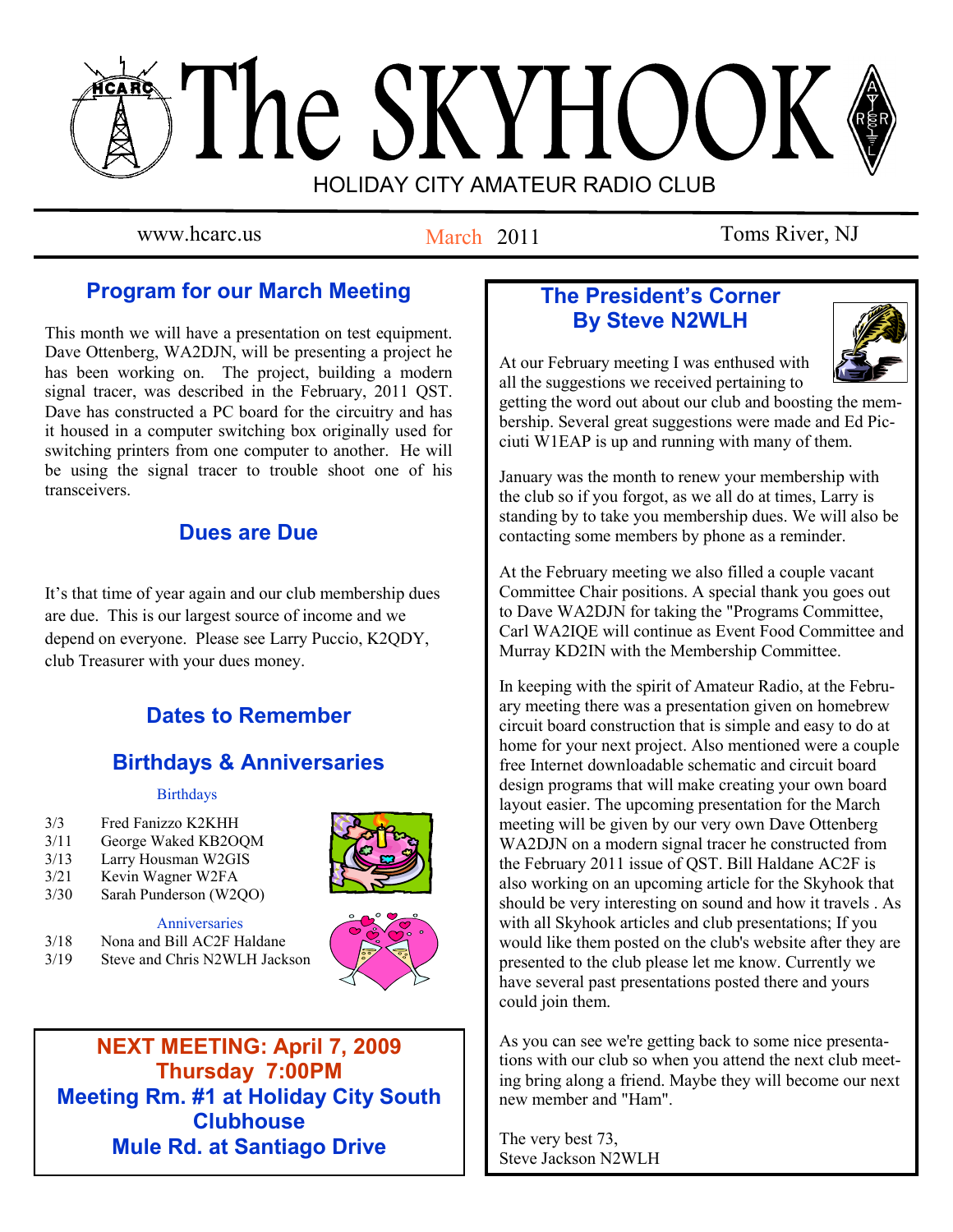# The SKYHOOK

HOLIDAY CITY AMATEUR RADIO CLUB

www.hcarc.us — March 2011 — Toms River, NJ

## Program for our March Meeting

This month we will have a presentation on test equipment. Dave Ottenberg, WA2DJN, will be presenting a project he has been working on. The project, building a modern signal tracer, was described in the February, 2011 QST. Dave has constructed a PC board for the circuitry and has it housed in a computer switching box originally used for switching printers from one computer to another. He will be using the signal tracer to trouble shoot one of his transceivers.

## Dues are Due

It's that time of year again and our club membership dues are due. This is our largest source of income and we depend on everyone. Please see Larry Puccio, K2QDY, club Treasurer with your dues money.

## Dates to Remember

## Birthdays & Anniversaries

### Birthdays

- 3/3 Fred Fanizzo K2KHH
- 3/11 George Waked KB2OQM
- 3/13 Larry Housman W2GIS
- 3/21 Kevin Wagner W2FA
- 3/30 Sarah Punderson (W2QO)

### Anniversaries

- 3/18 Nona and Bill AC2F Haldane
- 3/19 Steve and Chris N2WLH Jackson

**NEXT MEETING: April 7, 2009**
**Thursday 7:00PM**
**Meeting Rm. #1 at Holiday City South Clubhouse**
**Mule Rd. at Santiago Drive**

## The President's Corner
## By Steve N2WLH

At our February meeting I was enthused with all the suggestions we received pertaining to getting the word out about our club and boosting the membership. Several great suggestions were made and Ed Picciuti W1EAP is up and running with many of them.

January was the month to renew your membership with the club so if you forgot, as we all do at times, Larry is standing by to take you membership dues. We will also be contacting some members by phone as a reminder.

At the February meeting we also filled a couple vacant Committee Chair positions. A special thank you goes out to Dave WA2DJN for taking the "Programs Committee, Carl WA2IQE will continue as Event Food Committee and Murray KD2IN with the Membership Committee.

In keeping with the spirit of Amateur Radio, at the February meeting there was a presentation given on homebrew circuit board construction that is simple and easy to do at home for your next project. Also mentioned were a couple free Internet downloadable schematic and circuit board design programs that will make creating your own board layout easier. The upcoming presentation for the March meeting will be given by our very own Dave Ottenberg WA2DJN on a modern signal tracer he constructed from the February 2011 issue of QST. Bill Haldane AC2F is also working on an upcoming article for the Skyhook that should be very interesting on sound and how it travels . As with all Skyhook articles and club presentations; If you would like them posted on the club's website after they are presented to the club please let me know. Currently we have several past presentations posted there and yours could join them.

As you can see we're getting back to some nice presentations with our club so when you attend the next club meeting bring along a friend. Maybe they will become our next new member and "Ham".

The very best 73,
Steve Jackson N2WLH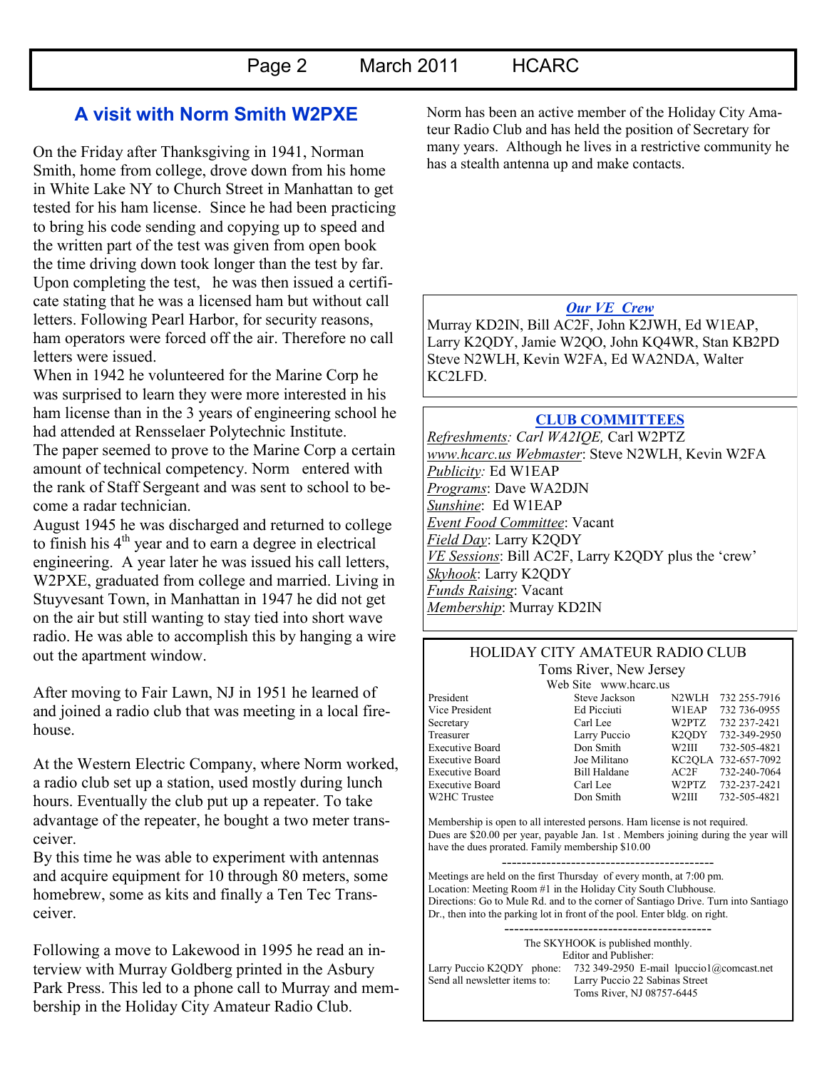## A visit with Norm Smith W2PXE

On the Friday after Thanksgiving in 1941, Norman Smith, home from college, drove down from his home in White Lake NY to Church Street in Manhattan to get tested for his ham license. Since he had been practicing to bring his code sending and copying up to speed and the written part of the test was given from open book the time driving down took longer than the test by far. Upon completing the test, he was then issued a certificate stating that he was a licensed ham but without call letters. Following Pearl Harbor, for security reasons, ham operators were forced off the air. Therefore no call letters were issued.

When in 1942 he volunteered for the Marine Corp he was surprised to learn they were more interested in his ham license than in the 3 years of engineering school he had attended at Rensselaer Polytechnic Institute. The paper seemed to prove to the Marine Corp a certain amount of technical competency. Norm entered with the rank of Staff Sergeant and was sent to school to become a radar technician.

August 1945 he was discharged and returned to college to finish his 4th year and to earn a degree in electrical engineering. A year later he was issued his call letters, W2PXE, graduated from college and married. Living in Stuyvesant Town, in Manhattan in 1947 he did not get on the air but still wanting to stay tied into short wave radio. He was able to accomplish this by hanging a wire out the apartment window.

After moving to Fair Lawn, NJ in 1951 he learned of and joined a radio club that was meeting in a local firehouse.

At the Western Electric Company, where Norm worked, a radio club set up a station, used mostly during lunch hours. Eventually the club put up a repeater. To take advantage of the repeater, he bought a two meter transceiver.

By this time he was able to experiment with antennas and acquire equipment for 10 through 80 meters, some homebrew, some as kits and finally a Ten Tec Transceiver.

Following a move to Lakewood in 1995 he read an interview with Murray Goldberg printed in the Asbury Park Press. This led to a phone call to Murray and membership in the Holiday City Amateur Radio Club.

Norm has been an active member of the Holiday City Amateur Radio Club and has held the position of Secretary for many years. Although he lives in a restrictive community he has a stealth antenna up and make contacts.

### *Our VE Crew*

Murray KD2IN, Bill AC2F, John K2JWH, Ed W1EAP, Larry K2QDY, Jamie W2QO, John KQ4WR, Stan KB2PD Steve N2WLH, Kevin W2FA, Ed WA2NDA, Walter KC2LFD.

### CLUB COMMITTEES

*Refreshments: Carl WA2IQE,* Carl W2PTZ
*www.hcarc.us Webmaster*: Steve N2WLH, Kevin W2FA
*Publicity:* Ed W1EAP
*Programs*: Dave WA2DJN
*Sunshine*: Ed W1EAP
*Event Food Committee*: Vacant
*Field Day*: Larry K2QDY
*VE Sessions*: Bill AC2F, Larry K2QDY plus the 'crew'
*Skyhook*: Larry K2QDY
*Funds Raising*: Vacant
*Membership*: Murray KD2IN

### HOLIDAY CITY AMATEUR RADIO CLUB

Toms River, New Jersey

Web Site www.hcarc.us

| Position | Name | Call | Phone |
|---|---|---|---|
| President | Steve Jackson | N2WLH | 732 255-7916 |
| Vice President | Ed Picciuti | W1EAP | 732 736-0955 |
| Secretary | Carl Lee | W2PTZ | 732 237-2421 |
| Treasurer | Larry Puccio | K2QDY | 732-349-2950 |
| Executive Board | Don Smith | W2III | 732-505-4821 |
| Executive Board | Joe Militano | KC2QLA | 732-657-7092 |
| Executive Board | Bill Haldane | AC2F | 732-240-7064 |
| Executive Board | Carl Lee | W2PTZ | 732-237-2421 |
| W2HC Trustee | Don Smith | W2III | 732-505-4821 |

Membership is open to all interested persons. Ham license is not required. Dues are $20.00 per year, payable Jan. 1st . Members joining during the year will have the dues prorated. Family membership $10.00

-------------------------------------------

Meetings are held on the first Thursday of every month, at 7:00 pm.
Location: Meeting Room #1 in the Holiday City South Clubhouse.
Directions: Go to Mule Rd. and to the corner of Santiago Drive. Turn into Santiago Dr., then into the parking lot in front of the pool. Enter bldg. on right.

-------------------------------------------

The SKYHOOK is published monthly.
Editor and Publisher:
Larry Puccio K2QDY phone: 732 349-2950 E-mail lpuccio1@comcast.net
Send all newsletter items to: Larry Puccio 22 Sabinas Street
Toms River, NJ 08757-6445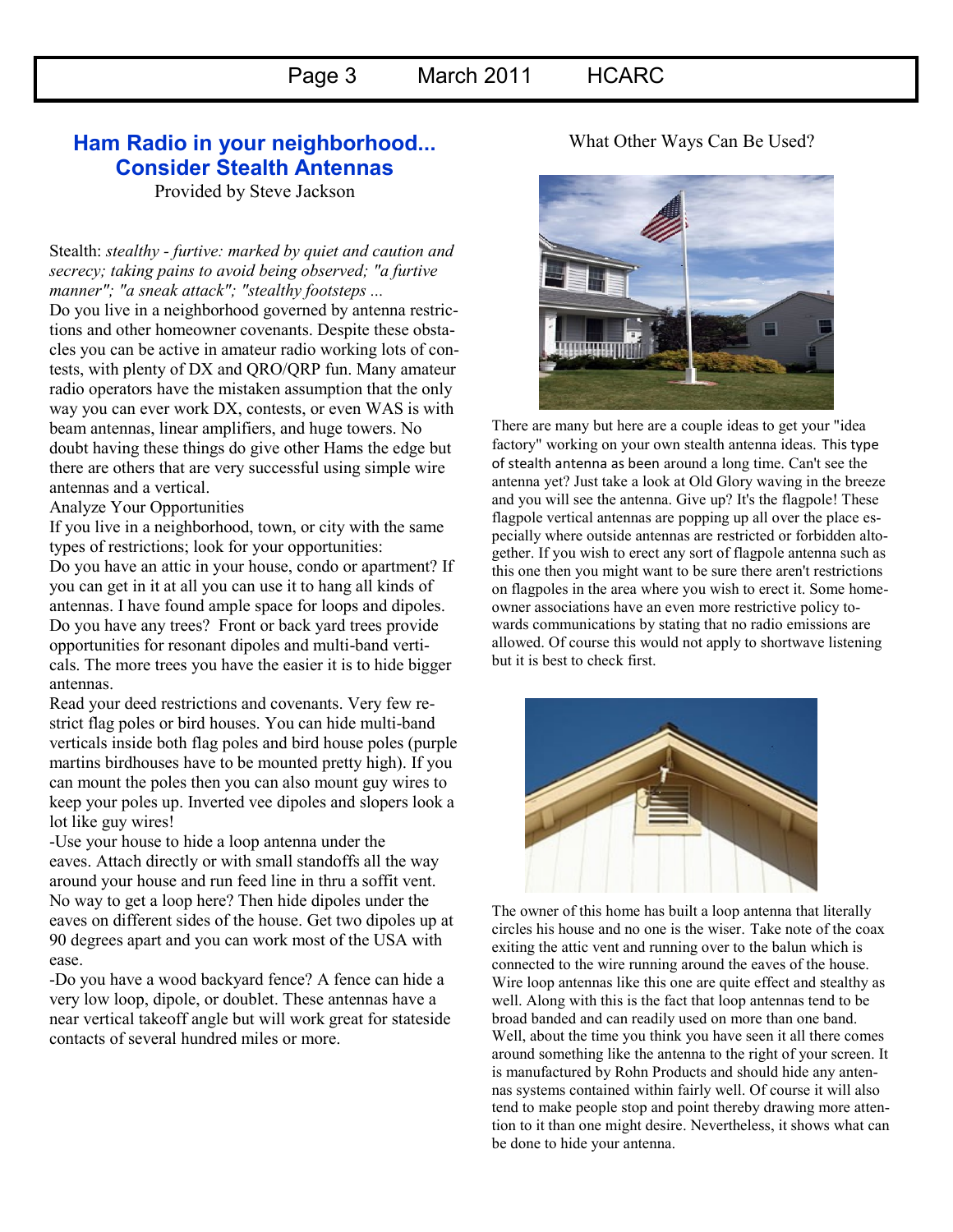## Ham Radio in your neighborhood... Consider Stealth Antennas

Provided by Steve Jackson

Stealth: *stealthy - furtive: marked by quiet and caution and secrecy; taking pains to avoid being observed; "a furtive manner"; "a sneak attack"; "stealthy footsteps ...*

Do you live in a neighborhood governed by antenna restrictions and other homeowner covenants. Despite these obstacles you can be active in amateur radio working lots of contests, with plenty of DX and QRO/QRP fun. Many amateur radio operators have the mistaken assumption that the only way you can ever work DX, contests, or even WAS is with beam antennas, linear amplifiers, and huge towers. No doubt having these things do give other Hams the edge but there are others that are very successful using simple wire antennas and a vertical.

Analyze Your Opportunities

If you live in a neighborhood, town, or city with the same types of restrictions; look for your opportunities:

Do you have an attic in your house, condo or apartment? If you can get in it at all you can use it to hang all kinds of antennas. I have found ample space for loops and dipoles. Do you have any trees? Front or back yard trees provide opportunities for resonant dipoles and multi-band verticals. The more trees you have the easier it is to hide bigger antennas.

Read your deed restrictions and covenants. Very few restrict flag poles or bird houses. You can hide multi-band verticals inside both flag poles and bird house poles (purple martins birdhouses have to be mounted pretty high). If you can mount the poles then you can also mount guy wires to keep your poles up. Inverted vee dipoles and slopers look a lot like guy wires!

-Use your house to hide a loop antenna under the eaves. Attach directly or with small standoffs all the way around your house and run feed line in thru a soffit vent. No way to get a loop here? Then hide dipoles under the eaves on different sides of the house. Get two dipoles up at 90 degrees apart and you can work most of the USA with ease.

-Do you have a wood backyard fence? A fence can hide a very low loop, dipole, or doublet. These antennas have a near vertical takeoff angle but will work great for stateside contacts of several hundred miles or more.

What Other Ways Can Be Used?

There are many but here are a couple ideas to get your "idea factory" working on your own stealth antenna ideas. This type of stealth antenna as been around a long time. Can't see the antenna yet? Just take a look at Old Glory waving in the breeze and you will see the antenna. Give up? It's the flagpole! These flagpole vertical antennas are popping up all over the place especially where outside antennas are restricted or forbidden altogether. If you wish to erect any sort of flagpole antenna such as this one then you might want to be sure there aren't restrictions on flagpoles in the area where you wish to erect it. Some homeowner associations have an even more restrictive policy towards communications by stating that no radio emissions are allowed. Of course this would not apply to shortwave listening but it is best to check first.

The owner of this home has built a loop antenna that literally circles his house and no one is the wiser. Take note of the coax exiting the attic vent and running over to the balun which is connected to the wire running around the eaves of the house. Wire loop antennas like this one are quite effect and stealthy as well. Along with this is the fact that loop antennas tend to be broad banded and can readily used on more than one band. Well, about the time you think you have seen it all there comes around something like the antenna to the right of your screen. It is manufactured by Rohn Products and should hide any antennas systems contained within fairly well. Of course it will also tend to make people stop and point thereby drawing more attention to it than one might desire. Nevertheless, it shows what can be done to hide your antenna.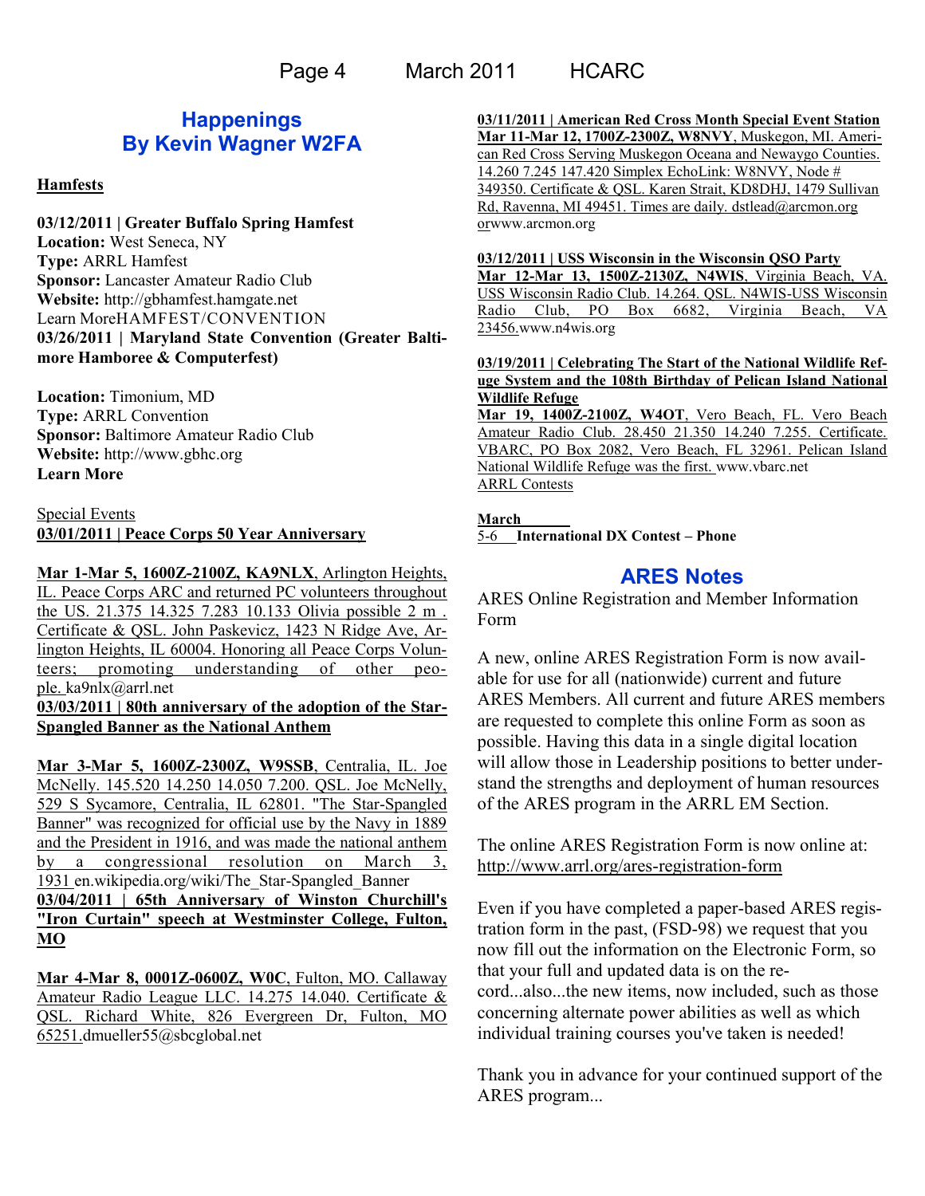## Happenings
## By Kevin Wagner W2FA

**Hamfests**

**03/12/2011 | Greater Buffalo Spring Hamfest**
**Location:** West Seneca, NY
**Type:** ARRL Hamfest
**Sponsor:** Lancaster Amateur Radio Club
**Website:** http://gbhamfest.hamgate.net
Learn MoreHAMFEST/CONVENTION

**03/26/2011 | Maryland State Convention (Greater Baltimore Hamboree & Computerfest)**

**Location:** Timonium, MD
**Type:** ARRL Convention
**Sponsor:** Baltimore Amateur Radio Club
**Website:** http://www.gbhc.org
**Learn More**

Special Events

**03/01/2011 | Peace Corps 50 Year Anniversary**

**Mar 1-Mar 5, 1600Z-2100Z, KA9NLX**, Arlington Heights, IL. Peace Corps ARC and returned PC volunteers throughout the US. 21.375 14.325 7.283 10.133 Olivia possible 2 m . Certificate & QSL. John Paskevicz, 1423 N Ridge Ave, Arlington Heights, IL 60004. Honoring all Peace Corps Volunteers; promoting understanding of other people. ka9nlx@arrl.net

**03/03/2011 | 80th anniversary of the adoption of the Star-Spangled Banner as the National Anthem**

**Mar 3-Mar 5, 1600Z-2300Z, W9SSB**, Centralia, IL. Joe McNelly. 145.520 14.250 14.050 7.200. QSL. Joe McNelly, 529 S Sycamore, Centralia, IL 62801. "The Star-Spangled Banner" was recognized for official use by the Navy in 1889 and the President in 1916, and was made the national anthem by a congressional resolution on March 3, 1931 en.wikipedia.org/wiki/The_Star-Spangled_Banner

**03/04/2011 | 65th Anniversary of Winston Churchill's "Iron Curtain" speech at Westminster College, Fulton, MO**

**Mar 4-Mar 8, 0001Z-0600Z, W0C**, Fulton, MO. Callaway Amateur Radio League LLC. 14.275 14.040. Certificate & QSL. Richard White, 826 Evergreen Dr, Fulton, MO 65251.dmueller55@sbcglobal.net

**03/11/2011 | American Red Cross Month Special Event Station**

**Mar 11-Mar 12, 1700Z-2300Z, W8NVY**, Muskegon, MI. American Red Cross Serving Muskegon Oceana and Newaygo Counties. 14.260 7.245 147.420 Simplex EchoLink: W8NVY, Node # 349350. Certificate & QSL. Karen Strait, KD8DHJ, 1479 Sullivan Rd, Ravenna, MI 49451. Times are daily. dstlead@arcmon.org orwww.arcmon.org

**03/12/2011 | USS Wisconsin in the Wisconsin QSO Party**

**Mar 12-Mar 13, 1500Z-2130Z, N4WIS**, Virginia Beach, VA. USS Wisconsin Radio Club. 14.264. QSL. N4WIS-USS Wisconsin Radio Club, PO Box 6682, Virginia Beach, VA 23456.www.n4wis.org

**03/19/2011 | Celebrating The Start of the National Wildlife Refuge System and the 108th Birthday of Pelican Island National Wildlife Refuge**

**Mar 19, 1400Z-2100Z, W4OT**, Vero Beach, FL. Vero Beach Amateur Radio Club. 28.450 21.350 14.240 7.255. Certificate. VBARC, PO Box 2082, Vero Beach, FL 32961. Pelican Island National Wildlife Refuge was the first. www.vbarc.net

ARRL Contests

**March**
5-6 **International DX Contest – Phone**

## ARES Notes

ARES Online Registration and Member Information Form

A new, online ARES Registration Form is now available for use for all (nationwide) current and future ARES Members. All current and future ARES members are requested to complete this online Form as soon as possible. Having this data in a single digital location will allow those in Leadership positions to better understand the strengths and deployment of human resources of the ARES program in the ARRL EM Section.

The online ARES Registration Form is now online at: http://www.arrl.org/ares-registration-form

Even if you have completed a paper-based ARES registration form in the past, (FSD-98) we request that you now fill out the information on the Electronic Form, so that your full and updated data is on the record...also...the new items, now included, such as those concerning alternate power abilities as well as which individual training courses you've taken is needed!

Thank you in advance for your continued support of the ARES program...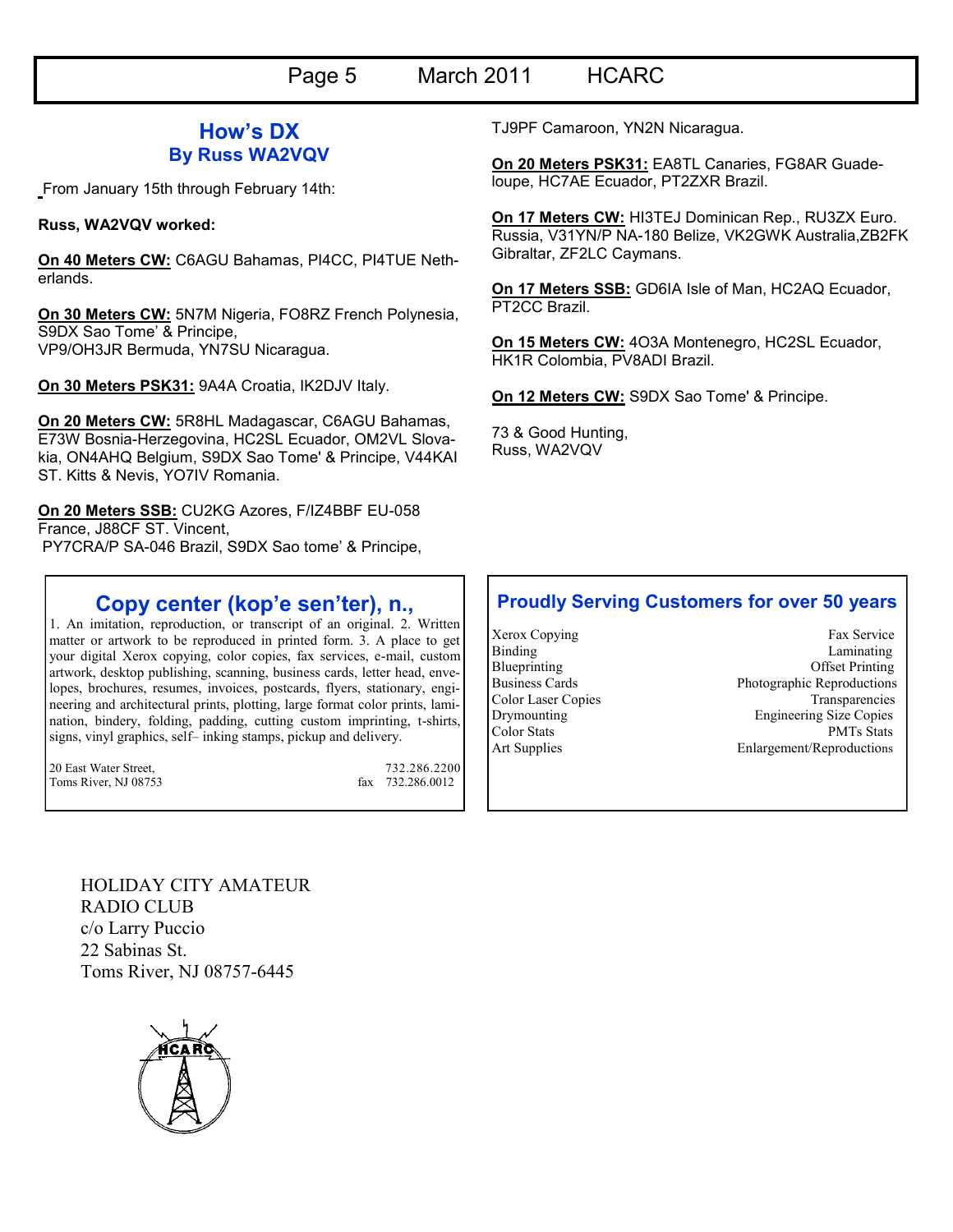## How's DX

### By Russ WA2VQV

From January 15th through February 14th:

**Russ, WA2VQV worked:**

**On 40 Meters CW:** C6AGU Bahamas, PI4CC, PI4TUE Netherlands.

**On 30 Meters CW:** 5N7M Nigeria, FO8RZ French Polynesia, S9DX Sao Tome' & Principe, VP9/OH3JR Bermuda, YN7SU Nicaragua.

**On 30 Meters PSK31:** 9A4A Croatia, IK2DJV Italy.

**On 20 Meters CW:** 5R8HL Madagascar, C6AGU Bahamas, E73W Bosnia-Herzegovina, HC2SL Ecuador, OM2VL Slovakia, ON4AHQ Belgium, S9DX Sao Tome' & Principe, V44KAI ST. Kitts & Nevis, YO7IV Romania.

**On 20 Meters SSB:** CU2KG Azores, F/IZ4BBF EU-058 France, J88CF ST. Vincent, PY7CRA/P SA-046 Brazil, S9DX Sao tome' & Principe, TJ9PF Camaroon, YN2N Nicaragua.

**On 20 Meters PSK31:** EA8TL Canaries, FG8AR Guadeloupe, HC7AE Ecuador, PT2ZXR Brazil.

**On 17 Meters CW:** HI3TEJ Dominican Rep., RU3ZX Euro. Russia, V31YN/P NA-180 Belize, VK2GWK Australia,ZB2FK Gibraltar, ZF2LC Caymans.

**On 17 Meters SSB:** GD6IA Isle of Man, HC2AQ Ecuador, PT2CC Brazil.

**On 15 Meters CW:** 4O3A Montenegro, HC2SL Ecuador, HK1R Colombia, PV8ADI Brazil.

**On 12 Meters CW:** S9DX Sao Tome' & Principe.

73 & Good Hunting,
Russ, WA2VQV

---

## Copy center (kop'e sen'ter), n.,

1. An imitation, reproduction, or transcript of an original. 2. Written matter or artwork to be reproduced in printed form. 3. A place to get your digital Xerox copying, color copies, fax services, e-mail, custom artwork, desktop publishing, scanning, business cards, letter head, envelopes, brochures, resumes, invoices, postcards, flyers, stationary, engineering and architectural prints, plotting, large format color prints, lamination, bindery, folding, padding, cutting custom imprinting, t-shirts, signs, vinyl graphics, self– inking stamps, pickup and delivery.

20 East Water Street,
Toms River, NJ 08753

732.286.2200
fax 732.286.0012

## Proudly Serving Customers for over 50 years

| | |
|---|---|
| Xerox Copying | Fax Service |
| Binding | Laminating |
| Blueprinting | Offset Printing |
| Business Cards | Photographic Reproductions |
| Color Laser Copies | Transparencies |
| Drymounting | Engineering Size Copies |
| Color Stats | PMTs Stats |
| Art Supplies | Enlargement/Reproductions |

---

HOLIDAY CITY AMATEUR RADIO CLUB
c/o Larry Puccio
22 Sabinas St.
Toms River, NJ 08757-6445

HCARC